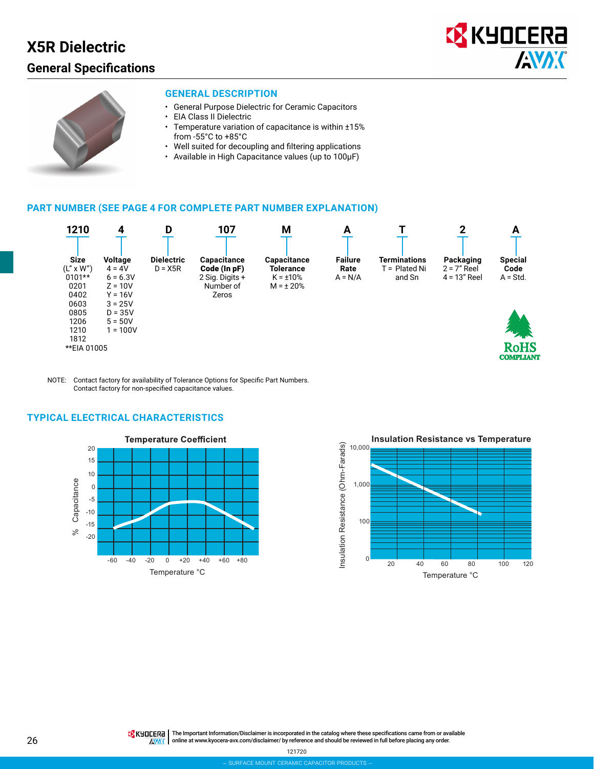# X5R Dielectric

## General Specifications

### GENERAL DESCRIPTION

- General Purpose Dielectric for Ceramic Capacitors
- EIA Class II Dielectric
- Temperature variation of capacitance is within ±15% from -55°C to +85°C
- Well suited for decoupling and filtering applications
- Available in High Capacitance values (up to 100μF)

### PART NUMBER (SEE PAGE 4 FOR COMPLETE PART NUMBER EXPLANATION)

| 1210 | 4 | D | 107 | M | A | T | 2 | A |
|---|---|---|---|---|---|---|---|---|
| **Size** (L" x W") 0101** 0201 0402 0603 0805 1206 1210 1812 | **Voltage** 4 = 4V 6 = 6.3V Z = 10V Y = 16V 3 = 25V D = 35V 5 = 50V 1 = 100V | **Dielectric** D = X5R | **Capacitance Code (In pF)** 2 Sig. Digits + Number of Zeros | **Capacitance Tolerance** K = ±10% M = ± 20% | **Failure Rate** A = N/A | **Terminations** T = Plated Ni and Sn | **Packaging** 2 = 7" Reel 4 = 13" Reel | **Special Code** A = Std. |

**EIA 01005

RoHS COMPLIANT

NOTE: Contact factory for availability of Tolerance Options for Specific Part Numbers.
Contact factory for non-specified capacitance values.

### TYPICAL ELECTRICAL CHARACTERISTICS

**Temperature Coefficient**

% Capacitance vs Temperature °C

**Insulation Resistance vs Temperature**

Insulation Resistance (Ohm-Farads) vs Temperature °C

The Important Information/Disclaimer is incorporated in the catalog where these specifications came from or available online at www.kyocera-avx.com/disclaimer/ by reference and should be reviewed in full before placing any order.

121720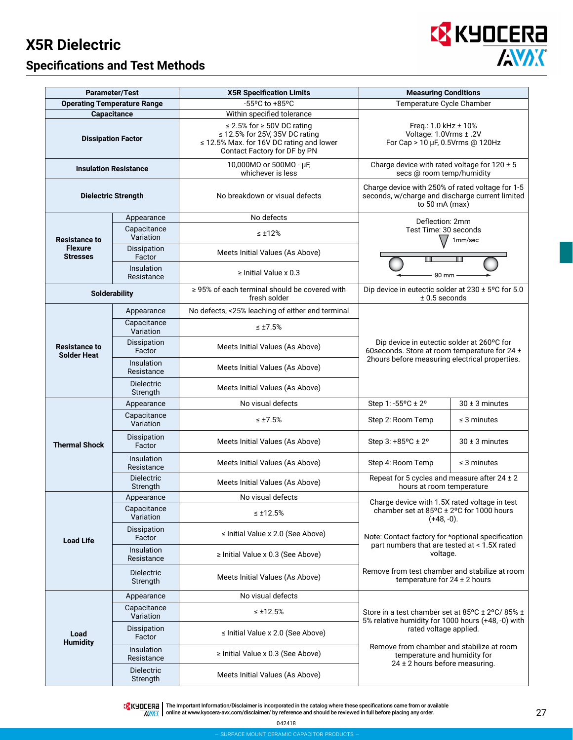# X5R Dielectric

## Specifications and Test Methods

| Parameter/Test | | X5R Specification Limits | Measuring Conditions | |
|---|---|---|---|---|
| Operating Temperature Range | | -55ºC to +85ºC | Temperature Cycle Chamber | |
| Capacitance | | Within specified tolerance | Freq.: 1.0 kHz ± 10%<br>Voltage: 1.0Vrms ± .2V<br>For Cap > 10 µF, 0.5Vrms @ 120Hz | |
| Dissipation Factor | | ≤ 2.5% for ≥ 50V DC rating<br>≤ 12.5% for 25V, 35V DC rating<br>≤ 12.5% Max. for 16V DC rating and lower<br>Contact Factory for DF by PN | | |
| Insulation Resistance | | 10,000MΩ or 500MΩ - µF,<br>whichever is less | Charge device with rated voltage for 120 ± 5 secs @ room temp/humidity | |
| Dielectric Strength | | No breakdown or visual defects | Charge device with 250% of rated voltage for 1-5 seconds, w/charge and discharge current limited to 50 mA (max) | |
| Resistance to Flexure Stresses | Appearance | No defects | Deflection: 2mm<br>Test Time: 30 seconds<br>1mm/sec<br>90 mm | |
| | Capacitance Variation | ≤ ±12% | | |
| | Dissipation Factor | Meets Initial Values (As Above) | | |
| | Insulation Resistance | ≥ Initial Value x 0.3 | | |
| Solderability | | ≥ 95% of each terminal should be covered with fresh solder | Dip device in eutectic solder at 230 ± 5ºC for 5.0 ± 0.5 seconds | |
| Resistance to Solder Heat | Appearance | No defects, <25% leaching of either end terminal | Dip device in eutectic solder at 260ºC for 60seconds. Store at room temperature for 24 ± 2hours before measuring electrical properties. | |
| | Capacitance Variation | ≤ ±7.5% | | |
| | Dissipation Factor | Meets Initial Values (As Above) | | |
| | Insulation Resistance | Meets Initial Values (As Above) | | |
| | Dielectric Strength | Meets Initial Values (As Above) | | |
| Thermal Shock | Appearance | No visual defects | Step 1: -55ºC ± 2º | 30 ± 3 minutes |
| | Capacitance Variation | ≤ ±7.5% | Step 2: Room Temp | ≤ 3 minutes |
| | Dissipation Factor | Meets Initial Values (As Above) | Step 3: +85ºC ± 2º | 30 ± 3 minutes |
| | Insulation Resistance | Meets Initial Values (As Above) | Step 4: Room Temp | ≤ 3 minutes |
| | Dielectric Strength | Meets Initial Values (As Above) | Repeat for 5 cycles and measure after 24 ± 2 hours at room temperature | |
| Load Life | Appearance | No visual defects | Charge device with 1.5X rated voltage in test chamber set at 85ºC ± 2ºC for 1000 hours (+48, -0).<br><br>Note: Contact factory for *optional specification part numbers that are tested at < 1.5X rated voltage.<br><br>Remove from test chamber and stabilize at room temperature for 24 ± 2 hours | |
| | Capacitance Variation | ≤ ±12.5% | | |
| | Dissipation Factor | ≤ Initial Value x 2.0 (See Above) | | |
| | Insulation Resistance | ≥ Initial Value x 0.3 (See Above) | | |
| | Dielectric Strength | Meets Initial Values (As Above) | | |
| Load Humidity | Appearance | No visual defects | Store in a test chamber set at 85ºC ± 2ºC/ 85% ± 5% relative humidity for 1000 hours (+48, -0) with rated voltage applied.<br><br>Remove from chamber and stabilize at room temperature and humidity for 24 ± 2 hours before measuring. | |
| | Capacitance Variation | ≤ ±12.5% | | |
| | Dissipation Factor | ≤ Initial Value x 2.0 (See Above) | | |
| | Insulation Resistance | ≥ Initial Value x 0.3 (See Above) | | |
| | Dielectric Strength | Meets Initial Values (As Above) | | |

The Important Information/Disclaimer is incorporated in the catalog where these specifications came from or available online at www.kyocera-avx.com/disclaimer/ by reference and should be reviewed in full before placing any order.

042418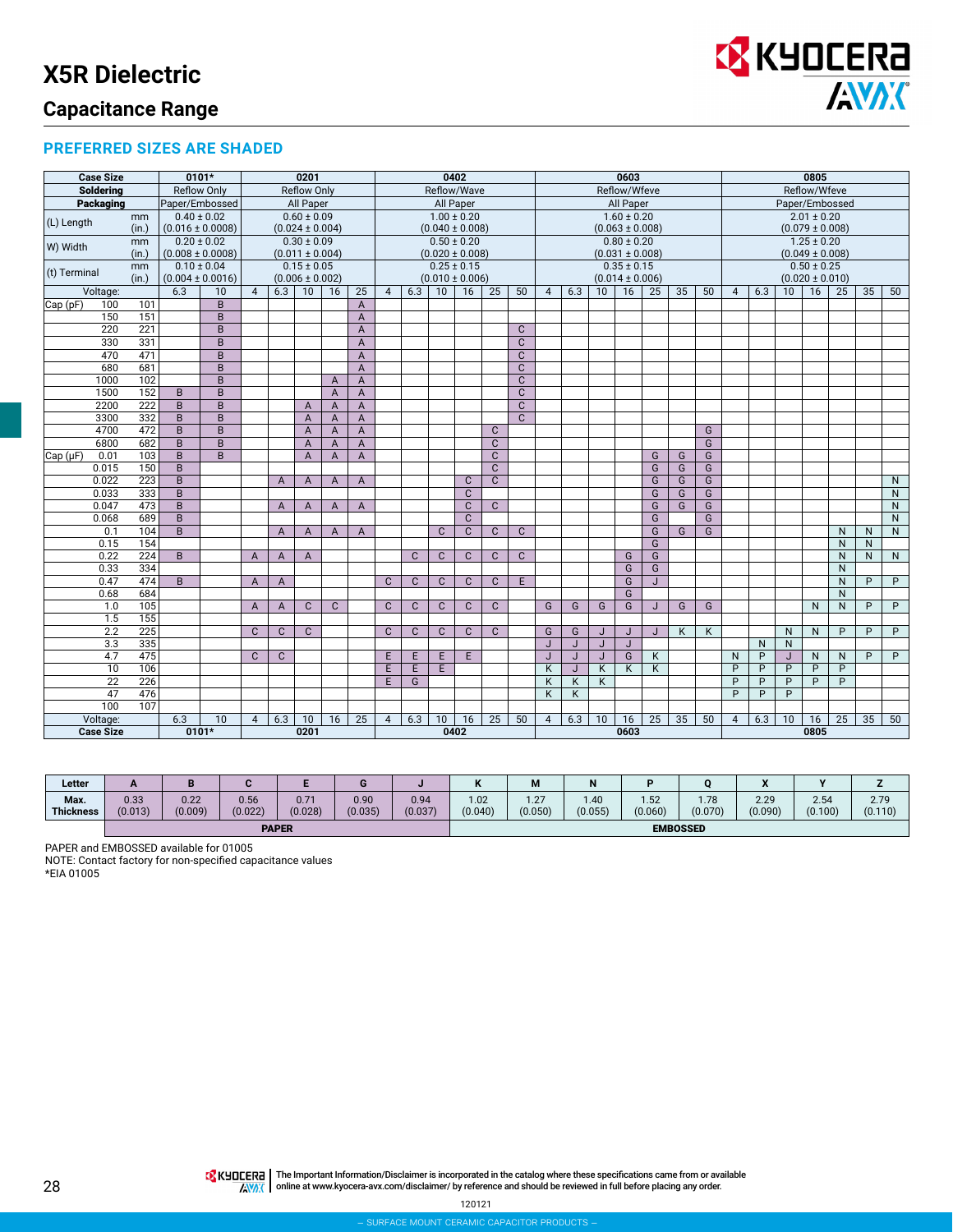# X5R Dielectric

## Capacitance Range

### PREFERRED SIZES ARE SHADED

| Case Size | | 0101* | | 0201 | | | | | 0402 | | | | | | 0603 | | | | | | | 0805 | | | | | | |
|---|---|---|---|---|---|---|---|---|---|---|---|---|---|---|---|---|---|---|---|---|---|---|---|---|---|---|---|---|
| Soldering | | Reflow Only | | Reflow Only | | | | | Reflow/Wave | | | | | | Reflow/Wfeve | | | | | | | Reflow/Wfeve | | | | | | |
| Packaging | | Paper/Embossed | | All Paper | | | | | All Paper | | | | | | All Paper | | | | | | | Paper/Embossed | | | | | | |
| (L) Length | mm | 0.40 ± 0.02 | | 0.60 ± 0.09 | | | | | 1.00 ± 0.20 | | | | | | 1.60 ± 0.20 | | | | | | | 2.01 ± 0.20 | | | | | | |
| | (in.) | (0.016 ± 0.0008) | | (0.024 ± 0.004) | | | | | (0.040 ± 0.008) | | | | | | (0.063 ± 0.008) | | | | | | | (0.079 ± 0.008) | | | | | | |
| W) Width | mm | 0.20 ± 0.02 | | 0.30 ± 0.09 | | | | | 0.50 ± 0.20 | | | | | | 0.80 ± 0.20 | | | | | | | 1.25 ± 0.20 | | | | | | |
| | (in.) | (0.008 ± 0.0008) | | (0.011 ± 0.004) | | | | | (0.020 ± 0.008) | | | | | | (0.031 ± 0.008) | | | | | | | (0.049 ± 0.008) | | | | | | |
| (t) Terminal | mm | 0.10 ± 0.04 | | 0.15 ± 0.05 | | | | | 0.25 ± 0.15 | | | | | | 0.35 ± 0.15 | | | | | | | 0.50 ± 0.25 | | | | | | |
| | (in.) | (0.004 ± 0.0016) | | (0.006 ± 0.002) | | | | | (0.010 ± 0.006) | | | | | | (0.014 ± 0.006) | | | | | | | (0.020 ± 0.010) | | | | | | |
| Voltage: | | 6.3 | 10 | 4 | 6.3 | 10 | 16 | 25 | 4 | 6.3 | 10 | 16 | 25 | 50 | 4 | 6.3 | 10 | 16 | 25 | 35 | 50 | 4 | 6.3 | 10 | 16 | 25 | 35 | 50 |
| Cap (pF) 100 | 101 | | B | | | | | A | | | | | | | | | | | | | | | | | | | | |
| 150 | 151 | | B | | | | | A | | | | | | | | | | | | | | | | | | | | |
| 220 | 221 | | B | | | | | A | | | | | | C | | | | | | | | | | | | | | |
| 330 | 331 | | B | | | | | A | | | | | | C | | | | | | | | | | | | | | |
| 470 | 471 | | B | | | | | A | | | | | | C | | | | | | | | | | | | | | |
| 680 | 681 | | B | | | | | A | | | | | | C | | | | | | | | | | | | | | |
| 1000 | 102 | | B | | | | A | A | | | | | | C | | | | | | | | | | | | | | |
| 1500 | 152 | B | B | | | | A | A | | | | | | C | | | | | | | | | | | | | | |
| 2200 | 222 | B | B | | | A | A | A | | | | | | C | | | | | | | | | | | | | | |
| 3300 | 332 | B | B | | | A | A | A | | | | | | C | | | | | | | | | | | | | | |
| 4700 | 472 | B | B | | | A | A | A | | | | | C | | | | | | | | G | | | | | | | |
| 6800 | 682 | B | B | | | A | A | A | | | | | C | | | | | | | | G | | | | | | | |
| Cap (μF) 0.01 | 103 | B | B | | | A | A | A | | | | | C | | | | | | G | G | G | | | | | | | |
| 0.015 | 150 | B | | | | | | | | | | | C | | | | | | G | G | G | | | | | | | |
| 0.022 | 223 | B | | | A | A | A | A | | | | C | C | | | | | | G | G | G | | | | | | | N |
| 0.033 | 333 | B | | | | | | | | | | C | | | | | | | G | G | G | | | | | | | N |
| 0.047 | 473 | B | | | A | A | A | A | | | | C | C | | | | | | G | G | G | | | | | | | N |
| 0.068 | 689 | B | | | | | | | | | | C | | | | | | | G | | G | | | | | | | N |
| 0.1 | 104 | B | | | A | A | A | A | | | C | C | C | C | | | | | G | G | G | | | | | N | N | N |
| 0.15 | 154 | | | | | | | | | | | | | | | | | | G | | | | | | | N | N | |
| 0.22 | 224 | B | | A | A | A | | | | C | C | C | C | C | | | | G | G | | | | | | | N | N | N |
| 0.33 | 334 | | | | | | | | | | | | | | | | | G | G | | | | | | | N | | |
| 0.47 | 474 | B | | A | A | | | | C | C | C | C | C | E | | | | G | J | | | | | | | N | P | P |
| 0.68 | 684 | | | | | | | | | | | | | | | | | G | | | | | | | | N | | |
| 1.0 | 105 | | | A | A | C | C | | C | C | C | C | C | | G | G | G | G | J | G | G | | | | N | N | P | P |
| 1.5 | 155 | | | | | | | | | | | | | | | | | | | | | | | | | | | |
| 2.2 | 225 | | | C | C | C | | | C | C | C | C | C | | G | G | J | J | J | K | K | | | N | N | P | P | P |
| 3.3 | 335 | | | | | | | | | | | | | | J | J | J | J | | | | | N | N | | | | |
| 4.7 | 475 | | | C | C | | | | E | E | E | E | | | J | J | J | G | K | | | N | P | J | N | N | P | P |
| 10 | 106 | | | | | | | | E | E | E | | | | K | J | K | K | K | | | P | P | P | P | P | | |
| 22 | 226 | | | | | | | | E | G | | | | | K | K | K | | | | | P | P | P | P | P | | |
| 47 | 476 | | | | | | | | | | | | | | K | K | | | | | | P | P | P | | | | |
| 100 | 107 | | | | | | | | | | | | | | | | | | | | | | | | | | | |
| Voltage: | | 6.3 | 10 | 4 | 6.3 | 10 | 16 | 25 | 4 | 6.3 | 10 | 16 | 25 | 50 | 4 | 6.3 | 10 | 16 | 25 | 35 | 50 | 4 | 6.3 | 10 | 16 | 25 | 35 | 50 |
| Case Size | | 0101* | | 0201 | | | | | 0402 | | | | | | 0603 | | | | | | | 0805 | | | | | | |

| Letter | A | B | C | E | G | J | K | M | N | P | Q | X | Y | Z |
|---|---|---|---|---|---|---|---|---|---|---|---|---|---|---|
| Max. Thickness | 0.33 (0.013) | 0.22 (0.009) | 0.56 (0.022) | 0.71 (0.028) | 0.90 (0.035) | 0.94 (0.037) | 1.02 (0.040) | 1.27 (0.050) | 1.40 (0.055) | 1.52 (0.060) | 1.78 (0.070) | 2.29 (0.090) | 2.54 (0.100) | 2.79 (0.110) |
| | PAPER | | | | | | EMBOSSED | | | | | | | |

PAPER and EMBOSSED available for 01005

NOTE: Contact factory for non-specified capacitance values

*EIA 01005

The Important Information/Disclaimer is incorporated in the catalog where these specifications came from or available online at www.kyocera-avx.com/disclaimer/ by reference and should be reviewed in full before placing any order.

120121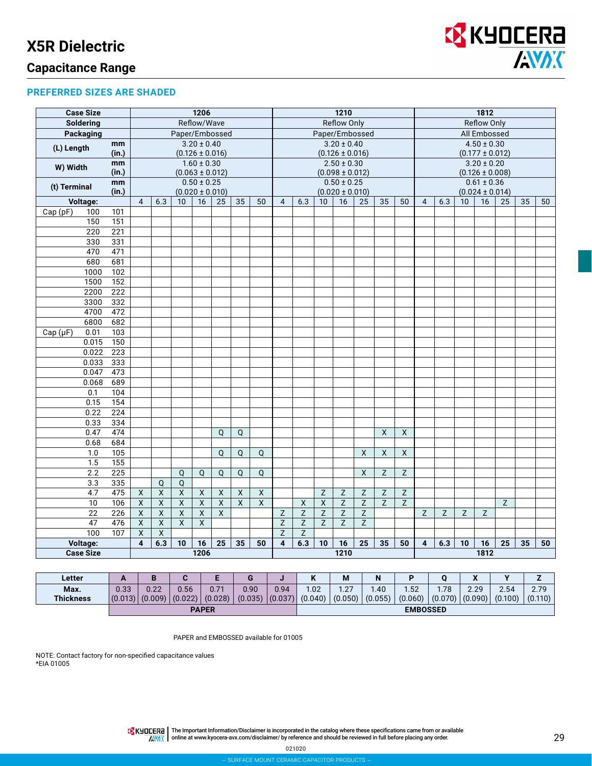# X5R Dielectric

## Capacitance Range

**PREFERRED SIZES ARE SHADED**

| Case Size | | | 1206 | | | | | | | 1210 | | | | | | | 1812 | | | | | | |
|---|---|---|---|---|---|---|---|---|---|---|---|---|---|---|---|---|---|---|---|---|---|---|---|
| Soldering | | | Reflow/Wave | | | | | | | Reflow Only | | | | | | | Reflow Only | | | | | | |
| Packaging | | | Paper/Embossed | | | | | | | Paper/Embossed | | | | | | | All Embossed | | | | | | |
| (L) Length | mm (in.) | | 3.20 ± 0.40 (0.126 ± 0.016) | | | | | | | 3.20 ± 0.40 (0.126 ± 0.016) | | | | | | | 4.50 ± 0.30 (0.177 ± 0.012) | | | | | | |
| W) Width | mm (in.) | | 1.60 ± 0.30 (0.063 ± 0.012) | | | | | | | 2.50 ± 0.30 (0.098 ± 0.012) | | | | | | | 3.20 ± 0.20 (0.126 ± 0.008) | | | | | | |
| (t) Terminal | mm (in.) | | 0.50 ± 0.25 (0.020 ± 0.010) | | | | | | | 0.50 ± 0.25 (0.020 ± 0.010) | | | | | | | 0.61 ± 0.36 (0.024 ± 0.014) | | | | | | |
| Voltage: | | | 4 | 6.3 | 10 | 16 | 25 | 35 | 50 | 4 | 6.3 | 10 | 16 | 25 | 35 | 50 | 4 | 6.3 | 10 | 16 | 25 | 35 | 50 |
| Cap (pF) | 100 | 101 | | | | | | | | | | | | | | | | | | | | | |
| | 150 | 151 | | | | | | | | | | | | | | | | | | | | | |
| | 220 | 221 | | | | | | | | | | | | | | | | | | | | | |
| | 330 | 331 | | | | | | | | | | | | | | | | | | | | | |
| | 470 | 471 | | | | | | | | | | | | | | | | | | | | | |
| | 680 | 681 | | | | | | | | | | | | | | | | | | | | | |
| | 1000 | 102 | | | | | | | | | | | | | | | | | | | | | |
| | 1500 | 152 | | | | | | | | | | | | | | | | | | | | | |
| | 2200 | 222 | | | | | | | | | | | | | | | | | | | | | |
| | 3300 | 332 | | | | | | | | | | | | | | | | | | | | | |
| | 4700 | 472 | | | | | | | | | | | | | | | | | | | | | |
| | 6800 | 682 | | | | | | | | | | | | | | | | | | | | | |
| Cap (μF) | 0.01 | 103 | | | | | | | | | | | | | | | | | | | | | |
| | 0.015 | 150 | | | | | | | | | | | | | | | | | | | | | |
| | 0.022 | 223 | | | | | | | | | | | | | | | | | | | | | |
| | 0.033 | 333 | | | | | | | | | | | | | | | | | | | | | |
| | 0.047 | 473 | | | | | | | | | | | | | | | | | | | | | |
| | 0.068 | 689 | | | | | | | | | | | | | | | | | | | | | |
| | 0.1 | 104 | | | | | | | | | | | | | | | | | | | | | |
| | 0.15 | 154 | | | | | | | | | | | | | | | | | | | | | |
| | 0.22 | 224 | | | | | | | | | | | | | | | | | | | | | |
| | 0.33 | 334 | | | | | | | | | | | | | | | | | | | | | |
| | 0.47 | 474 | | | | | Q | Q | | | | | | | X | X | | | | | | | |
| | 0.68 | 684 | | | | | | | | | | | | | | | | | | | | | |
| | 1.0 | 105 | | | | | Q | Q | Q | | | | | X | X | X | | | | | | | |
| | 1.5 | 155 | | | | | | | | | | | | | | | | | | | | | |
| | 2.2 | 225 | | | Q | Q | Q | Q | Q | | | | | X | Z | Z | | | | | | | |
| | 3.3 | 335 | | Q | Q | | | | | | | | | | | | | | | | | | |
| | 4.7 | 475 | X | X | X | X | X | X | X | | | Z | Z | Z | Z | Z | | | | | | | |
| | 10 | 106 | X | X | X | X | X | X | X | | X | X | Z | Z | Z | Z | | | | | Z | | |
| | 22 | 226 | X | X | X | X | X | | | Z | Z | Z | Z | Z | | | Z | Z | Z | Z | | | |
| | 47 | 476 | X | X | X | X | | | | Z | Z | Z | Z | Z | | | | | | | | | |
| | 100 | 107 | X | X | | | | | | Z | Z | | | | | | | | | | | | |
| Voltage: | | | 4 | 6.3 | 10 | 16 | 25 | 35 | 50 | 4 | 6.3 | 10 | 16 | 25 | 35 | 50 | 4 | 6.3 | 10 | 16 | 25 | 35 | 50 |
| Case Size | | | 1206 | | | | | | | 1210 | | | | | | | 1812 | | | | | | |

| Letter | A | B | C | E | G | J | K | M | N | P | Q | X | Y | Z |
|---|---|---|---|---|---|---|---|---|---|---|---|---|---|---|
| Max. Thickness | 0.33 (0.013) | 0.22 (0.009) | 0.56 (0.022) | 0.71 (0.028) | 0.90 (0.035) | 0.94 (0.037) | 1.02 (0.040) | 1.27 (0.050) | 1.40 (0.055) | 1.52 (0.060) | 1.78 (0.070) | 2.29 (0.090) | 2.54 (0.100) | 2.79 (0.110) |
| | PAPER | | | | | | EMBOSSED | | | | | | | |

PAPER and EMBOSSED available for 01005

NOTE: Contact factory for non-specified capacitance values
*EIA 01005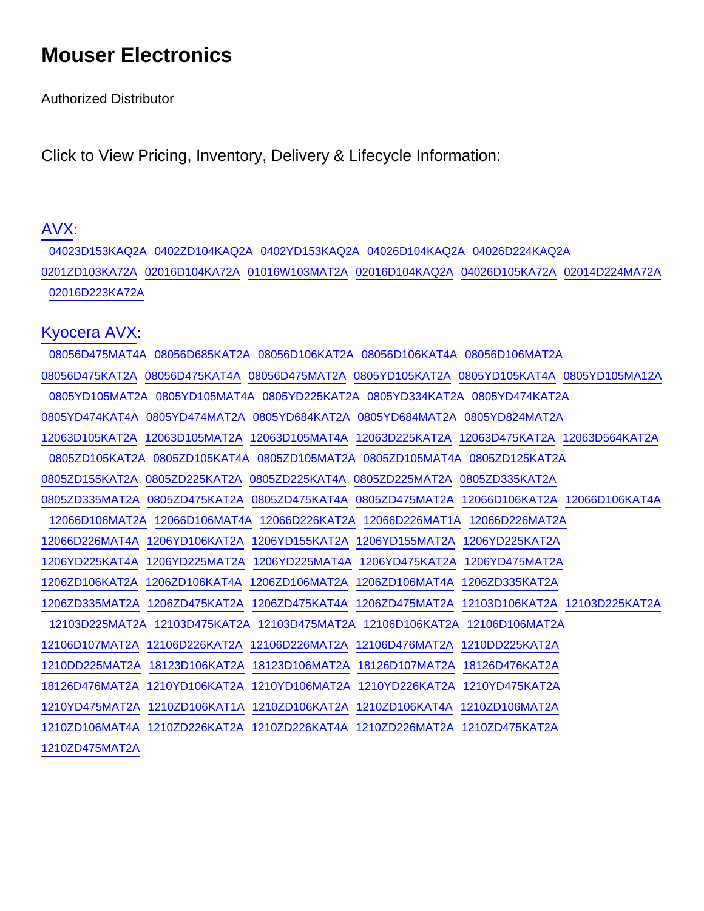# Mouser Electronics

Authorized Distributor

Click to View Pricing, Inventory, Delivery & Lifecycle Information:

AVX:

04023D153KAQ2A 0402ZD104KAQ2A 0402YD153KAQ2A 04026D104KAQ2A 04026D224KAQ2A 0201ZD103KA72A 02016D104KA72A 01016W103MAT2A 02016D104KAQ2A 04026D105KA72A 02014D224MA72A 02016D223KA72A

Kyocera AVX:

08056D475MAT4A 08056D685KAT2A 08056D106KAT2A 08056D106KAT4A 08056D106MAT2A 08056D475KAT2A 08056D475KAT4A 08056D475MAT2A 0805YD105KAT2A 0805YD105KAT4A 0805YD105MA12A 0805YD105MAT2A 0805YD105MAT4A 0805YD225KAT2A 0805YD334KAT2A 0805YD474KAT2A 0805YD474KAT4A 0805YD474MAT2A 0805YD684KAT2A 0805YD684MAT2A 0805YD824MAT2A 12063D105KAT2A 12063D105MAT2A 12063D105MAT4A 12063D225KAT2A 12063D475KAT2A 12063D564KAT2A 0805ZD105KAT2A 0805ZD105KAT4A 0805ZD105MAT2A 0805ZD105MAT4A 0805ZD125KAT2A 0805ZD155KAT2A 0805ZD225KAT2A 0805ZD225KAT4A 0805ZD225MAT2A 0805ZD335KAT2A 0805ZD335MAT2A 0805ZD475KAT2A 0805ZD475KAT4A 0805ZD475MAT2A 12066D106KAT2A 12066D106KAT4A 12066D106MAT2A 12066D106MAT4A 12066D226KAT2A 12066D226MAT1A 12066D226MAT2A 12066D226MAT4A 1206YD106KAT2A 1206YD155KAT2A 1206YD155MAT2A 1206YD225KAT2A 1206YD225KAT4A 1206YD225MAT2A 1206YD225MAT4A 1206YD475KAT2A 1206YD475MAT2A 1206ZD106KAT2A 1206ZD106KAT4A 1206ZD106MAT2A 1206ZD106MAT4A 1206ZD335KAT2A 1206ZD335MAT2A 1206ZD475KAT2A 1206ZD475KAT4A 1206ZD475MAT2A 12103D106KAT2A 12103D225KAT2A 12103D225MAT2A 12103D475KAT2A 12103D475MAT2A 12106D106KAT2A 12106D106MAT2A 12106D107MAT2A 12106D226KAT2A 12106D226MAT2A 12106D476MAT2A 1210DD225KAT2A 1210DD225MAT2A 18123D106KAT2A 18123D106MAT2A 18126D107MAT2A 18126D476KAT2A 18126D476MAT2A 1210YD106KAT2A 1210YD106MAT2A 1210YD226KAT2A 1210YD475KAT2A 1210YD475MAT2A 1210ZD106KAT1A 1210ZD106KAT2A 1210ZD106KAT4A 1210ZD106MAT2A 1210ZD106MAT4A 1210ZD226KAT2A 1210ZD226KAT4A 1210ZD226MAT2A 1210ZD475KAT2A 1210ZD475MAT2A